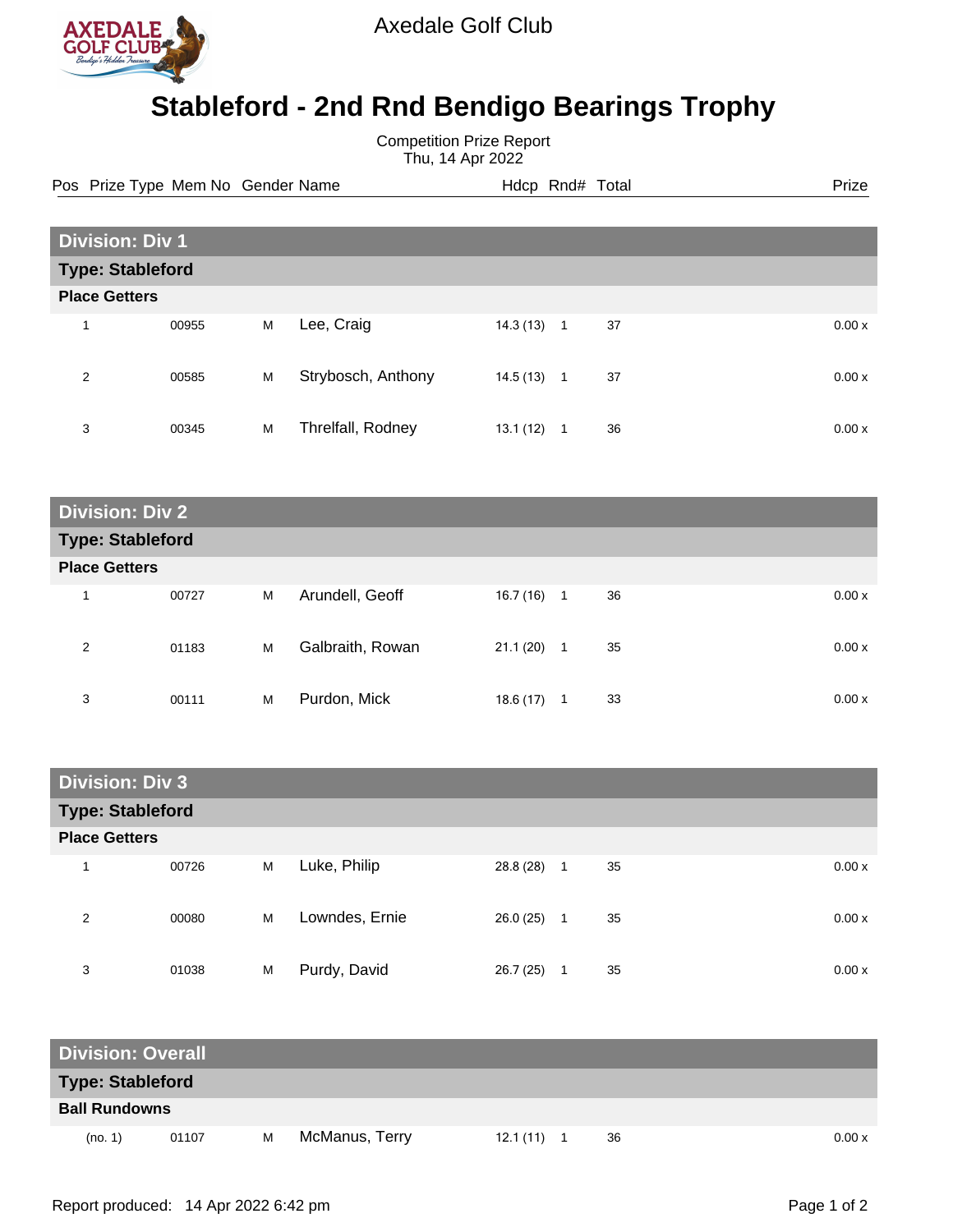Axedale Golf Club

# Stableford - 2nd Rnd Bendigo Bearings Trophy

Competition Prize Report
Thu, 14 Apr 2022

## Division: Div 1

### Type: Stableford

**Place Getters**

| Pos | Prize Type | Mem No | Gender | Name | Hdcp | Rnd# | Total | Prize |
|---|---|---|---|---|---|---|---|---|
| 1 | | 00955 | M | Lee, Craig | 14.3 (13) | 1 | 37 | 0.00 x |
| 2 | | 00585 | M | Strybosch, Anthony | 14.5 (13) | 1 | 37 | 0.00 x |
| 3 | | 00345 | M | Threlfall, Rodney | 13.1 (12) | 1 | 36 | 0.00 x |

## Division: Div 2

### Type: Stableford

**Place Getters**

| Pos | Prize Type | Mem No | Gender | Name | Hdcp | Rnd# | Total | Prize |
|---|---|---|---|---|---|---|---|---|
| 1 | | 00727 | M | Arundell, Geoff | 16.7 (16) | 1 | 36 | 0.00 x |
| 2 | | 01183 | M | Galbraith, Rowan | 21.1 (20) | 1 | 35 | 0.00 x |
| 3 | | 00111 | M | Purdon, Mick | 18.6 (17) | 1 | 33 | 0.00 x |

## Division: Div 3

### Type: Stableford

**Place Getters**

| Pos | Prize Type | Mem No | Gender | Name | Hdcp | Rnd# | Total | Prize |
|---|---|---|---|---|---|---|---|---|
| 1 | | 00726 | M | Luke, Philip | 28.8 (28) | 1 | 35 | 0.00 x |
| 2 | | 00080 | M | Lowndes, Ernie | 26.0 (25) | 1 | 35 | 0.00 x |
| 3 | | 01038 | M | Purdy, David | 26.7 (25) | 1 | 35 | 0.00 x |

## Division: Overall

### Type: Stableford

**Ball Rundowns**

| Pos | Prize Type | Mem No | Gender | Name | Hdcp | Rnd# | Total | Prize |
|---|---|---|---|---|---|---|---|---|
| (no. 1) | | 01107 | M | McManus, Terry | 12.1 (11) | 1 | 36 | 0.00 x |

Report produced: 14 Apr 2022 6:42 pm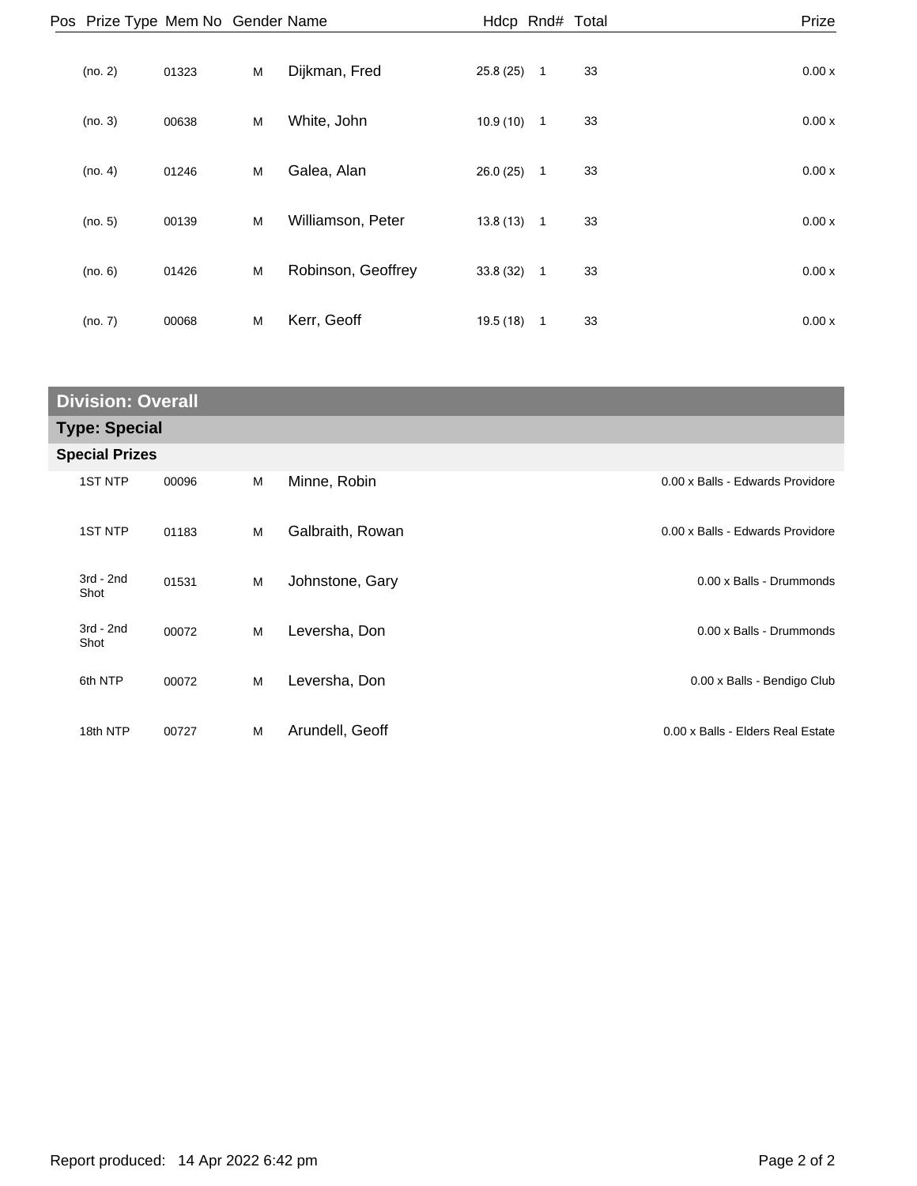| Pos | Prize Type | Mem No | Gender | Name | Hdcp | Rnd# | Total | Prize |
|---|---|---|---|---|---|---|---|---|
| | (no. 2) | 01323 | M | Dijkman, Fred | 25.8 (25) | 1 | 33 | 0.00 x |
| | (no. 3) | 00638 | M | White, John | 10.9 (10) | 1 | 33 | 0.00 x |
| | (no. 4) | 01246 | M | Galea, Alan | 26.0 (25) | 1 | 33 | 0.00 x |
| | (no. 5) | 00139 | M | Williamson, Peter | 13.8 (13) | 1 | 33 | 0.00 x |
| | (no. 6) | 01426 | M | Robinson, Geoffrey | 33.8 (32) | 1 | 33 | 0.00 x |
| | (no. 7) | 00068 | M | Kerr, Geoff | 19.5 (18) | 1 | 33 | 0.00 x |

## Division: Overall

### Type: Special

#### Special Prizes

| Prize Type | Mem No | Gender | Name | Prize |
|---|---|---|---|---|
| 1ST NTP | 00096 | M | Minne, Robin | 0.00 x Balls - Edwards Providore |
| 1ST NTP | 01183 | M | Galbraith, Rowan | 0.00 x Balls - Edwards Providore |
| 3rd - 2nd Shot | 01531 | M | Johnstone, Gary | 0.00 x Balls - Drummonds |
| 3rd - 2nd Shot | 00072 | M | Leversha, Don | 0.00 x Balls - Drummonds |
| 6th NTP | 00072 | M | Leversha, Don | 0.00 x Balls - Bendigo Club |
| 18th NTP | 00727 | M | Arundell, Geoff | 0.00 x Balls - Elders Real Estate |

Report produced: 14 Apr 2022 6:42 pm